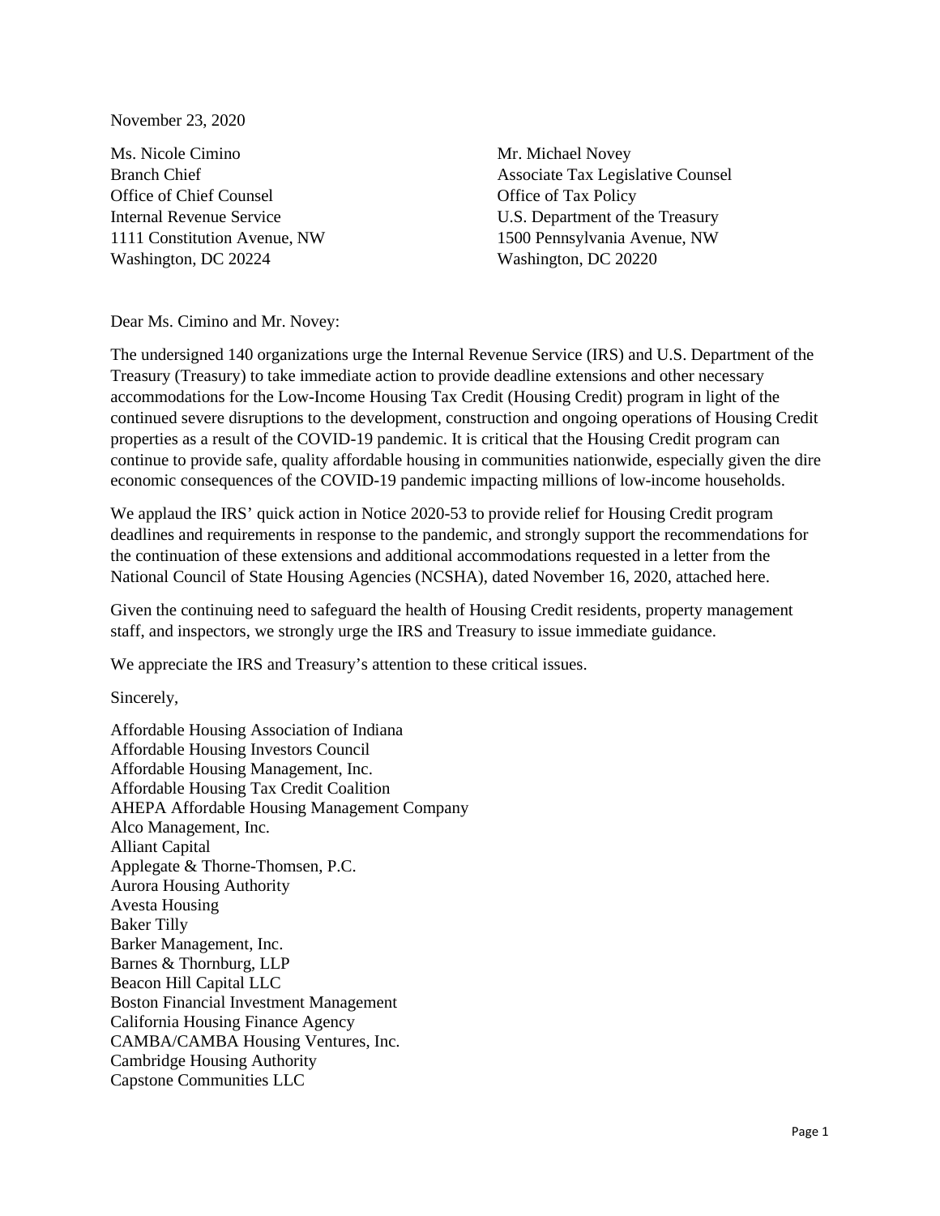November 23, 2020

Ms. Nicole Cimino
Branch Chief
Office of Chief Counsel
Internal Revenue Service
1111 Constitution Avenue, NW
Washington, DC 20224

Mr. Michael Novey
Associate Tax Legislative Counsel
Office of Tax Policy
U.S. Department of the Treasury
1500 Pennsylvania Avenue, NW
Washington, DC 20220

Dear Ms. Cimino and Mr. Novey:

The undersigned 140 organizations urge the Internal Revenue Service (IRS) and U.S. Department of the Treasury (Treasury) to take immediate action to provide deadline extensions and other necessary accommodations for the Low-Income Housing Tax Credit (Housing Credit) program in light of the continued severe disruptions to the development, construction and ongoing operations of Housing Credit properties as a result of the COVID-19 pandemic. It is critical that the Housing Credit program can continue to provide safe, quality affordable housing in communities nationwide, especially given the dire economic consequences of the COVID-19 pandemic impacting millions of low-income households.

We applaud the IRS' quick action in Notice 2020-53 to provide relief for Housing Credit program deadlines and requirements in response to the pandemic, and strongly support the recommendations for the continuation of these extensions and additional accommodations requested in a letter from the National Council of State Housing Agencies (NCSHA), dated November 16, 2020, attached here.

Given the continuing need to safeguard the health of Housing Credit residents, property management staff, and inspectors, we strongly urge the IRS and Treasury to issue immediate guidance.

We appreciate the IRS and Treasury's attention to these critical issues.

Sincerely,

Affordable Housing Association of Indiana
Affordable Housing Investors Council
Affordable Housing Management, Inc.
Affordable Housing Tax Credit Coalition
AHEPA Affordable Housing Management Company
Alco Management, Inc.
Alliant Capital
Applegate & Thorne-Thomsen, P.C.
Aurora Housing Authority
Avesta Housing
Baker Tilly
Barker Management, Inc.
Barnes & Thornburg, LLP
Beacon Hill Capital LLC
Boston Financial Investment Management
California Housing Finance Agency
CAMBA/CAMBA Housing Ventures, Inc.
Cambridge Housing Authority
Capstone Communities LLC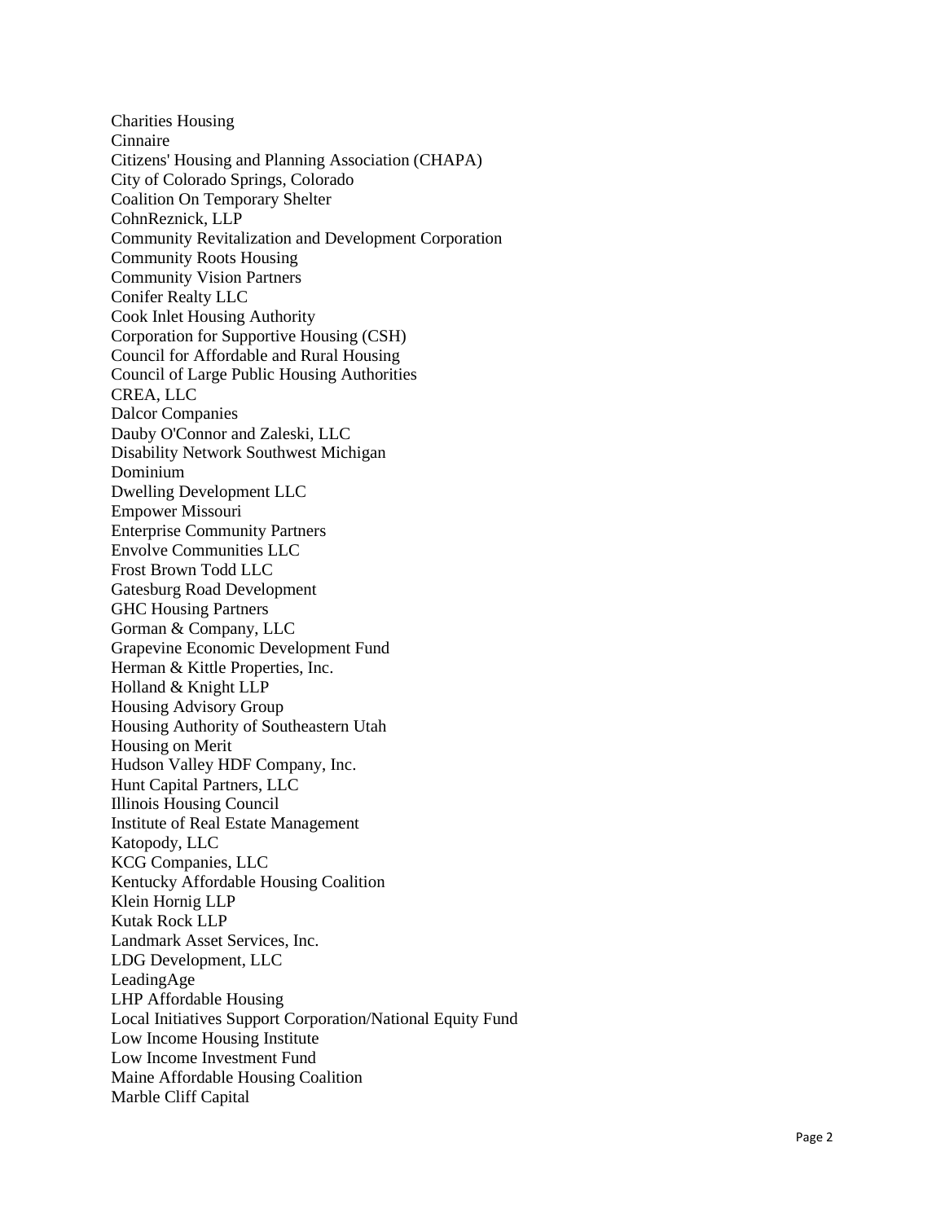Charities Housing
Cinnaire
Citizens' Housing and Planning Association (CHAPA)
City of Colorado Springs, Colorado
Coalition On Temporary Shelter
CohnReznick, LLP
Community Revitalization and Development Corporation
Community Roots Housing
Community Vision Partners
Conifer Realty LLC
Cook Inlet Housing Authority
Corporation for Supportive Housing (CSH)
Council for Affordable and Rural Housing
Council of Large Public Housing Authorities
CREA, LLC
Dalcor Companies
Dauby O'Connor and Zaleski, LLC
Disability Network Southwest Michigan
Dominium
Dwelling Development LLC
Empower Missouri
Enterprise Community Partners
Envolve Communities LLC
Frost Brown Todd LLC
Gatesburg Road Development
GHC Housing Partners
Gorman & Company, LLC
Grapevine Economic Development Fund
Herman & Kittle Properties, Inc.
Holland & Knight LLP
Housing Advisory Group
Housing Authority of Southeastern Utah
Housing on Merit
Hudson Valley HDF Company, Inc.
Hunt Capital Partners, LLC
Illinois Housing Council
Institute of Real Estate Management
Katopody, LLC
KCG Companies, LLC
Kentucky Affordable Housing Coalition
Klein Hornig LLP
Kutak Rock LLP
Landmark Asset Services, Inc.
LDG Development, LLC
LeadingAge
LHP Affordable Housing
Local Initiatives Support Corporation/National Equity Fund
Low Income Housing Institute
Low Income Investment Fund
Maine Affordable Housing Coalition
Marble Cliff Capital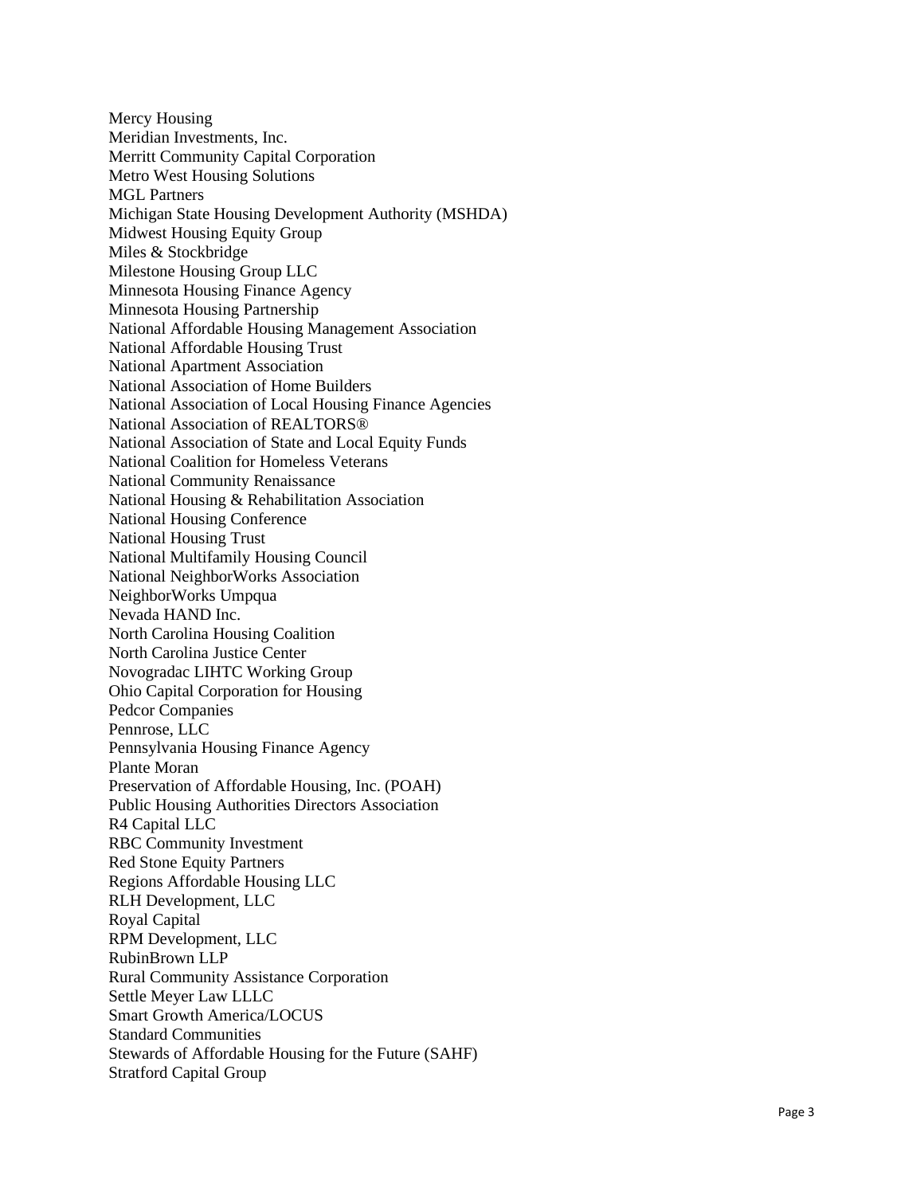Mercy Housing
Meridian Investments, Inc.
Merritt Community Capital Corporation
Metro West Housing Solutions
MGL Partners
Michigan State Housing Development Authority (MSHDA)
Midwest Housing Equity Group
Miles & Stockbridge
Milestone Housing Group LLC
Minnesota Housing Finance Agency
Minnesota Housing Partnership
National Affordable Housing Management Association
National Affordable Housing Trust
National Apartment Association
National Association of Home Builders
National Association of Local Housing Finance Agencies
National Association of REALTORS®
National Association of State and Local Equity Funds
National Coalition for Homeless Veterans
National Community Renaissance
National Housing & Rehabilitation Association
National Housing Conference
National Housing Trust
National Multifamily Housing Council
National NeighborWorks Association
NeighborWorks Umpqua
Nevada HAND Inc.
North Carolina Housing Coalition
North Carolina Justice Center
Novogradac LIHTC Working Group
Ohio Capital Corporation for Housing
Pedcor Companies
Pennrose, LLC
Pennsylvania Housing Finance Agency
Plante Moran
Preservation of Affordable Housing, Inc. (POAH)
Public Housing Authorities Directors Association
R4 Capital LLC
RBC Community Investment
Red Stone Equity Partners
Regions Affordable Housing LLC
RLH Development, LLC
Royal Capital
RPM Development, LLC
RubinBrown LLP
Rural Community Assistance Corporation
Settle Meyer Law LLLC
Smart Growth America/LOCUS
Standard Communities
Stewards of Affordable Housing for the Future (SAHF)
Stratford Capital Group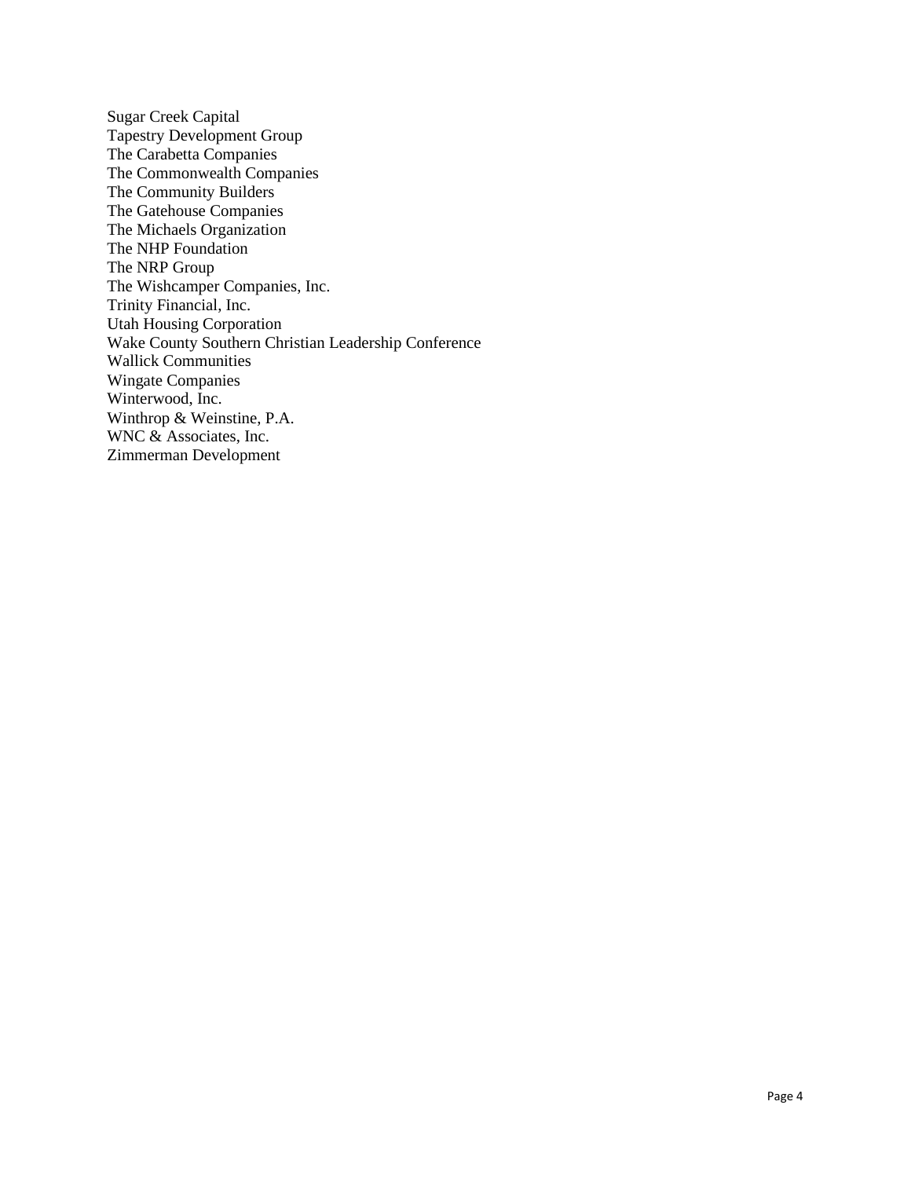Sugar Creek Capital
Tapestry Development Group
The Carabetta Companies
The Commonwealth Companies
The Community Builders
The Gatehouse Companies
The Michaels Organization
The NHP Foundation
The NRP Group
The Wishcamper Companies, Inc.
Trinity Financial, Inc.
Utah Housing Corporation
Wake County Southern Christian Leadership Conference
Wallick Communities
Wingate Companies
Winterwood, Inc.
Winthrop & Weinstine, P.A.
WNC & Associates, Inc.
Zimmerman Development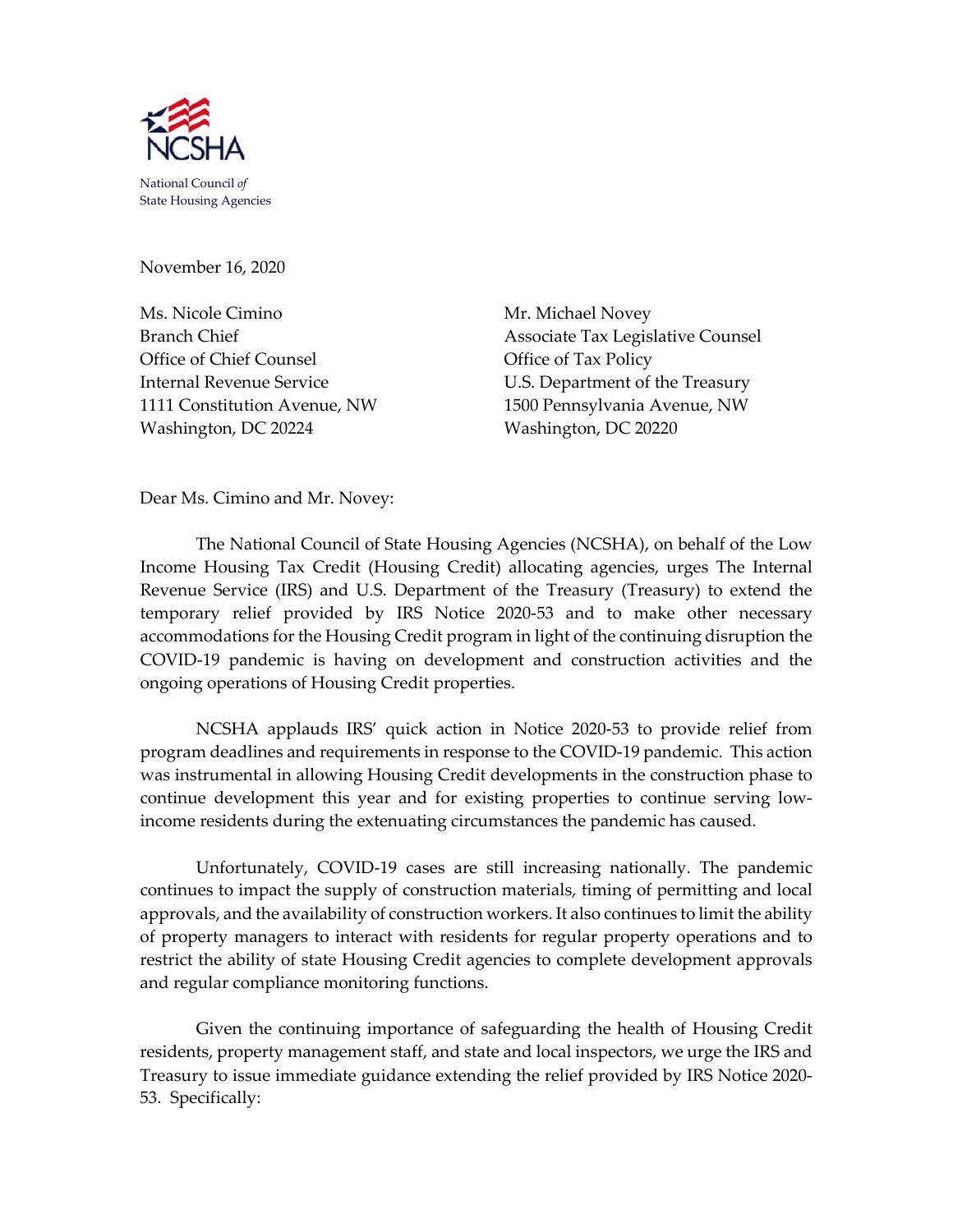NCSHA

National Council *of* State Housing Agencies

November 16, 2020

Ms. Nicole Cimino
Branch Chief
Office of Chief Counsel
Internal Revenue Service
1111 Constitution Avenue, NW
Washington, DC 20224

Mr. Michael Novey
Associate Tax Legislative Counsel
Office of Tax Policy
U.S. Department of the Treasury
1500 Pennsylvania Avenue, NW
Washington, DC 20220

Dear Ms. Cimino and Mr. Novey:

The National Council of State Housing Agencies (NCSHA), on behalf of the Low Income Housing Tax Credit (Housing Credit) allocating agencies, urges The Internal Revenue Service (IRS) and U.S. Department of the Treasury (Treasury) to extend the temporary relief provided by IRS Notice 2020-53 and to make other necessary accommodations for the Housing Credit program in light of the continuing disruption the COVID-19 pandemic is having on development and construction activities and the ongoing operations of Housing Credit properties.

NCSHA applauds IRS' quick action in Notice 2020-53 to provide relief from program deadlines and requirements in response to the COVID-19 pandemic. This action was instrumental in allowing Housing Credit developments in the construction phase to continue development this year and for existing properties to continue serving low-income residents during the extenuating circumstances the pandemic has caused.

Unfortunately, COVID-19 cases are still increasing nationally. The pandemic continues to impact the supply of construction materials, timing of permitting and local approvals, and the availability of construction workers. It also continues to limit the ability of property managers to interact with residents for regular property operations and to restrict the ability of state Housing Credit agencies to complete development approvals and regular compliance monitoring functions.

Given the continuing importance of safeguarding the health of Housing Credit residents, property management staff, and state and local inspectors, we urge the IRS and Treasury to issue immediate guidance extending the relief provided by IRS Notice 2020-53. Specifically: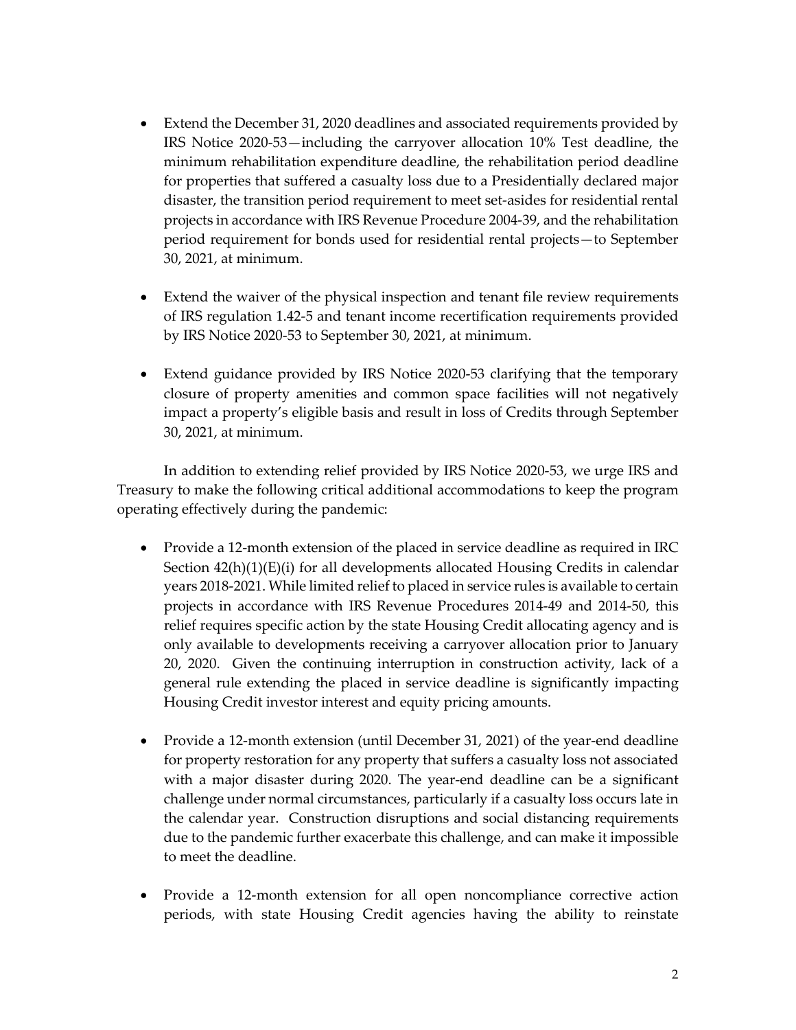- Extend the December 31, 2020 deadlines and associated requirements provided by IRS Notice 2020-53—including the carryover allocation 10% Test deadline, the minimum rehabilitation expenditure deadline, the rehabilitation period deadline for properties that suffered a casualty loss due to a Presidentially declared major disaster, the transition period requirement to meet set-asides for residential rental projects in accordance with IRS Revenue Procedure 2004-39, and the rehabilitation period requirement for bonds used for residential rental projects—to September 30, 2021, at minimum.

- Extend the waiver of the physical inspection and tenant file review requirements of IRS regulation 1.42-5 and tenant income recertification requirements provided by IRS Notice 2020-53 to September 30, 2021, at minimum.

- Extend guidance provided by IRS Notice 2020-53 clarifying that the temporary closure of property amenities and common space facilities will not negatively impact a property's eligible basis and result in loss of Credits through September 30, 2021, at minimum.

In addition to extending relief provided by IRS Notice 2020-53, we urge IRS and Treasury to make the following critical additional accommodations to keep the program operating effectively during the pandemic:

- Provide a 12-month extension of the placed in service deadline as required in IRC Section 42(h)(1)(E)(i) for all developments allocated Housing Credits in calendar years 2018-2021. While limited relief to placed in service rules is available to certain projects in accordance with IRS Revenue Procedures 2014-49 and 2014-50, this relief requires specific action by the state Housing Credit allocating agency and is only available to developments receiving a carryover allocation prior to January 20, 2020. Given the continuing interruption in construction activity, lack of a general rule extending the placed in service deadline is significantly impacting Housing Credit investor interest and equity pricing amounts.

- Provide a 12-month extension (until December 31, 2021) of the year-end deadline for property restoration for any property that suffers a casualty loss not associated with a major disaster during 2020. The year-end deadline can be a significant challenge under normal circumstances, particularly if a casualty loss occurs late in the calendar year. Construction disruptions and social distancing requirements due to the pandemic further exacerbate this challenge, and can make it impossible to meet the deadline.

- Provide a 12-month extension for all open noncompliance corrective action periods, with state Housing Credit agencies having the ability to reinstate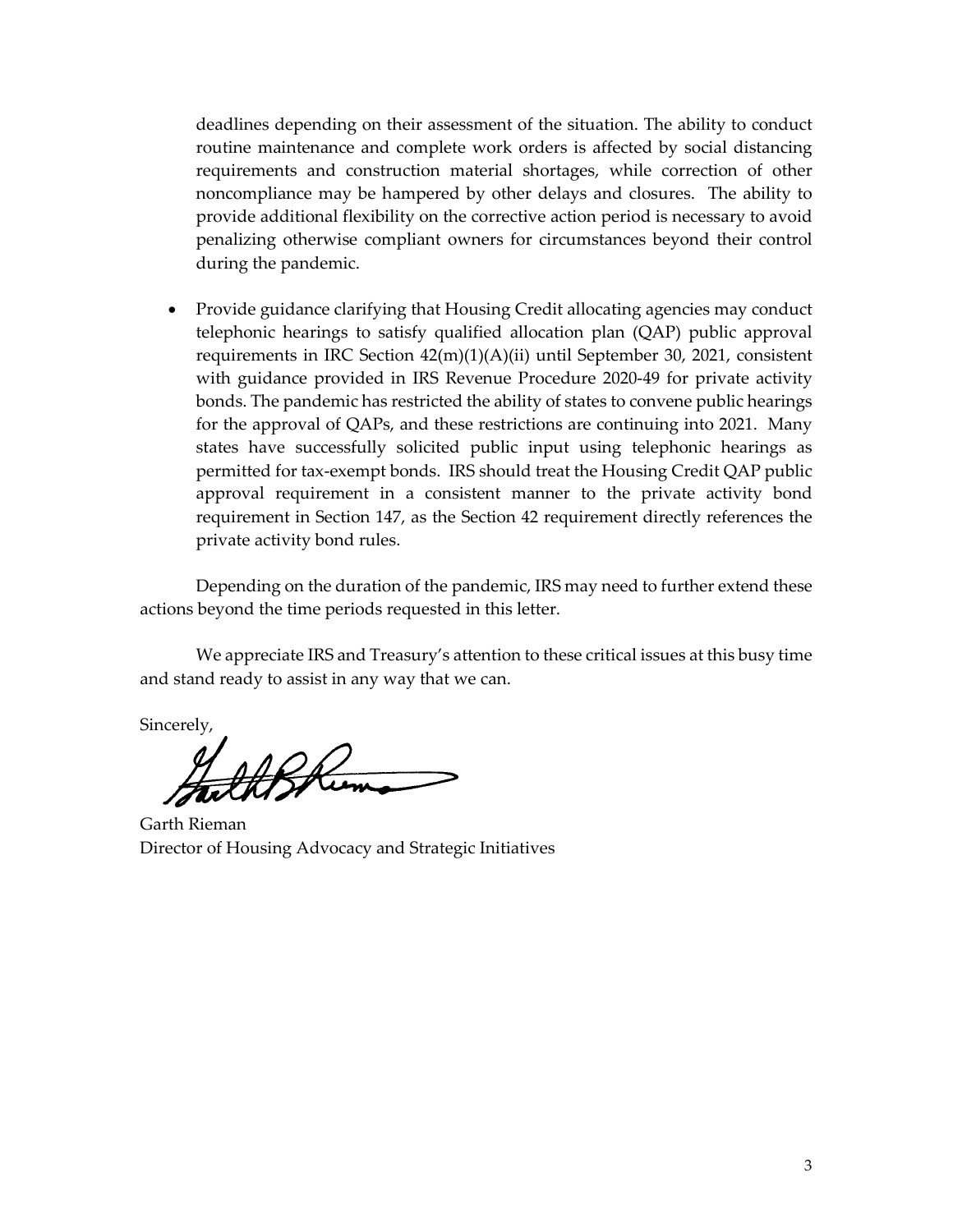deadlines depending on their assessment of the situation. The ability to conduct routine maintenance and complete work orders is affected by social distancing requirements and construction material shortages, while correction of other noncompliance may be hampered by other delays and closures. The ability to provide additional flexibility on the corrective action period is necessary to avoid penalizing otherwise compliant owners for circumstances beyond their control during the pandemic.

- Provide guidance clarifying that Housing Credit allocating agencies may conduct telephonic hearings to satisfy qualified allocation plan (QAP) public approval requirements in IRC Section 42(m)(1)(A)(ii) until September 30, 2021, consistent with guidance provided in IRS Revenue Procedure 2020-49 for private activity bonds. The pandemic has restricted the ability of states to convene public hearings for the approval of QAPs, and these restrictions are continuing into 2021. Many states have successfully solicited public input using telephonic hearings as permitted for tax-exempt bonds. IRS should treat the Housing Credit QAP public approval requirement in a consistent manner to the private activity bond requirement in Section 147, as the Section 42 requirement directly references the private activity bond rules.

Depending on the duration of the pandemic, IRS may need to further extend these actions beyond the time periods requested in this letter.

We appreciate IRS and Treasury's attention to these critical issues at this busy time and stand ready to assist in any way that we can.

Sincerely,

Garth Rieman
Director of Housing Advocacy and Strategic Initiatives